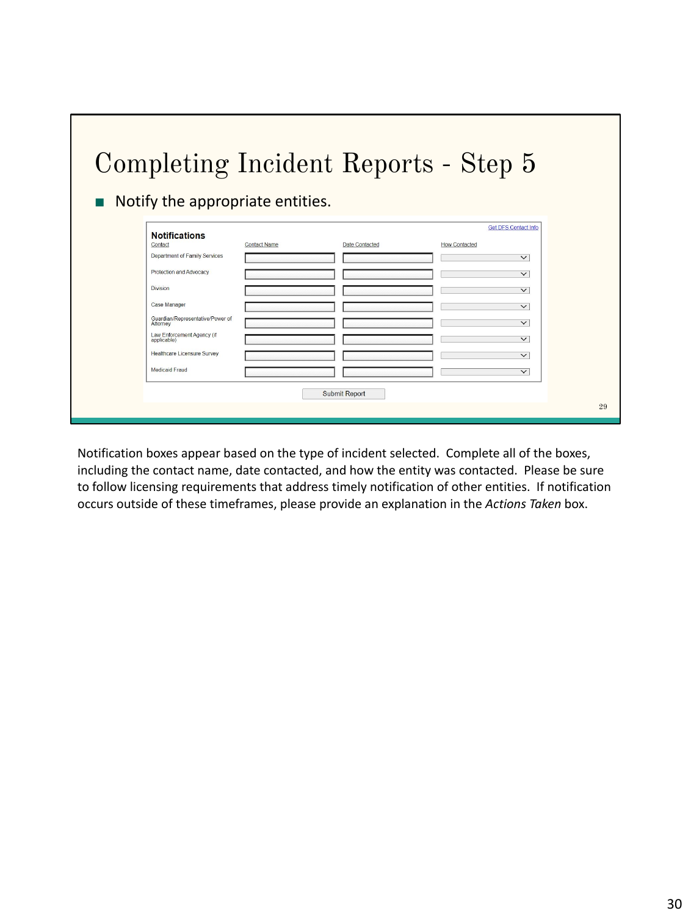# Completing Incident Reports - Step 5

- Notify the appropriate entities.

**Notifications**

Get DFS Contact Info

| Contact | Contact Name | Date Contacted | How Contacted |
|---|---|---|---|
| Department of Family Services | | | |
| Protection and Advocacy | | | |
| Division | | | |
| Case Manager | | | |
| Guardian/Representative/Power of Attorney | | | |
| Law Enforcement Agency (if applicable) | | | |
| Healthcare Licensure Survey | | | |
| Medicaid Fraud | | | |

Submit Report

Notification boxes appear based on the type of incident selected. Complete all of the boxes, including the contact name, date contacted, and how the entity was contacted. Please be sure to follow licensing requirements that address timely notification of other entities. If notification occurs outside of these timeframes, please provide an explanation in the *Actions Taken* box.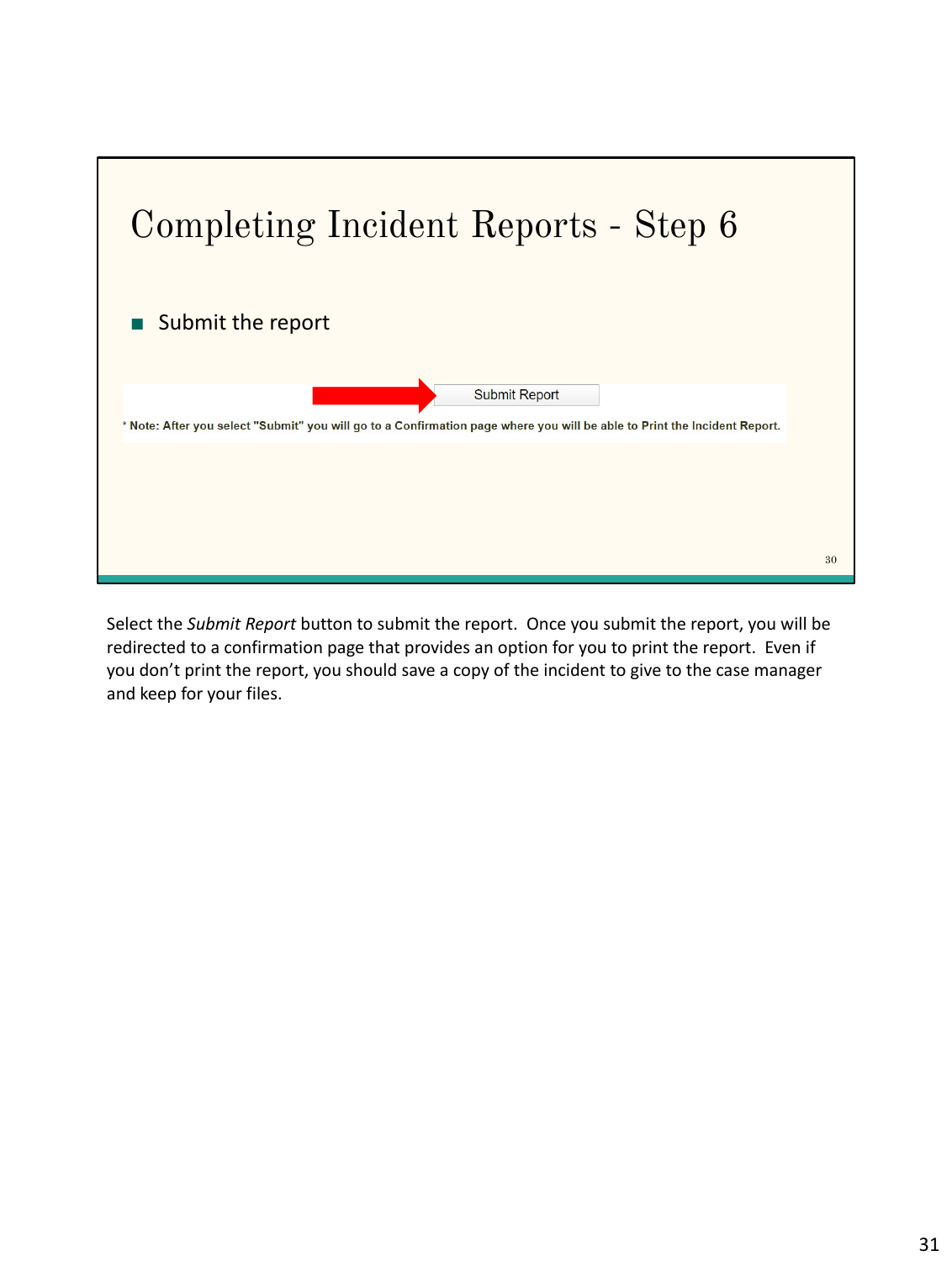# Completing Incident Reports - Step 6

- Submit the report

Submit Report

* Note: After you select "Submit" you will go to a Confirmation page where you will be able to Print the Incident Report.

Select the *Submit Report* button to submit the report. Once you submit the report, you will be redirected to a confirmation page that provides an option for you to print the report. Even if you don't print the report, you should save a copy of the incident to give to the case manager and keep for your files.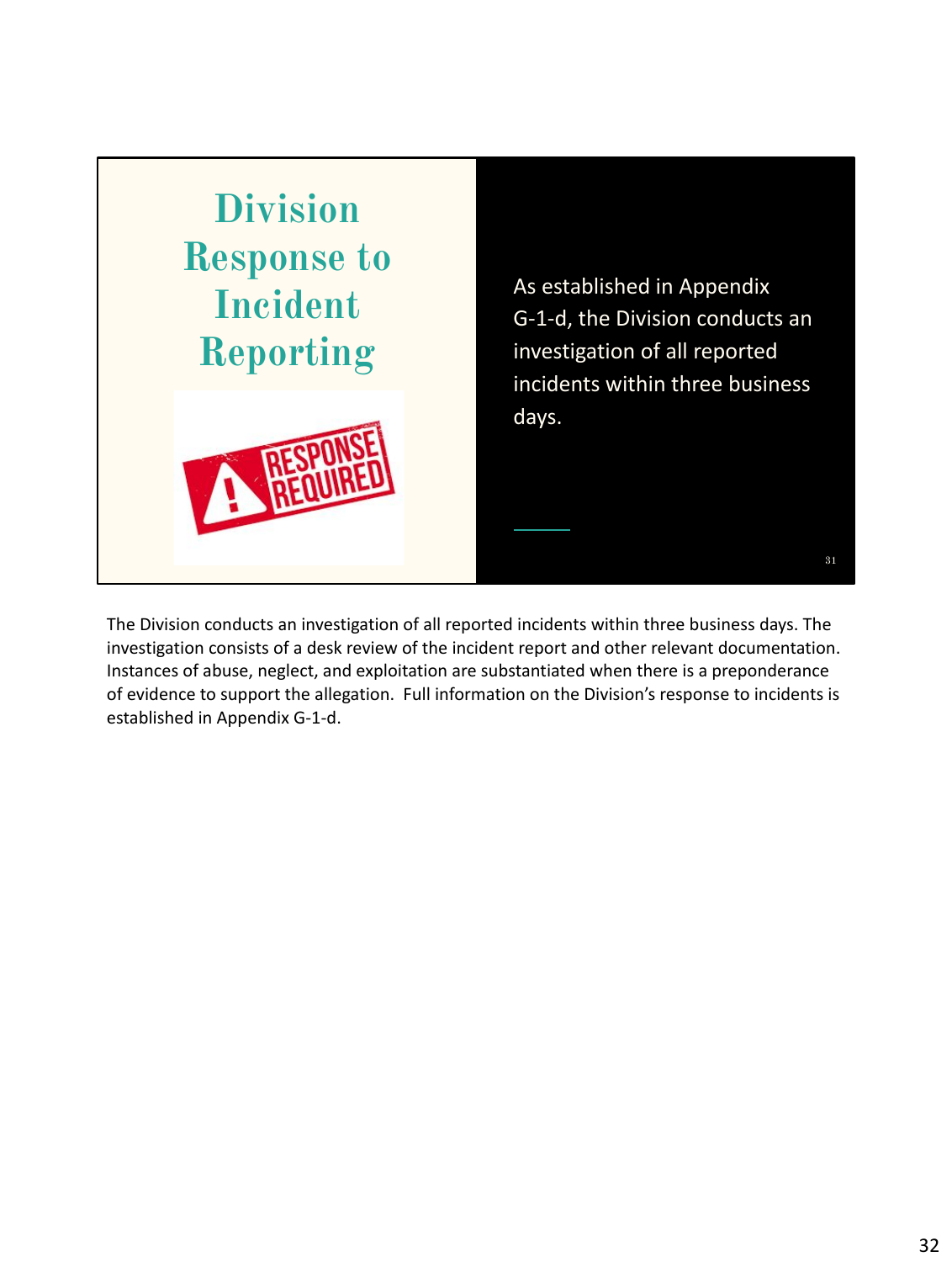# Division Response to Incident Reporting

RESPONSE REQUIRED

As established in Appendix G-1-d, the Division conducts an investigation of all reported incidents within three business days.

The Division conducts an investigation of all reported incidents within three business days. The investigation consists of a desk review of the incident report and other relevant documentation. Instances of abuse, neglect, and exploitation are substantiated when there is a preponderance of evidence to support the allegation. Full information on the Division's response to incidents is established in Appendix G-1-d.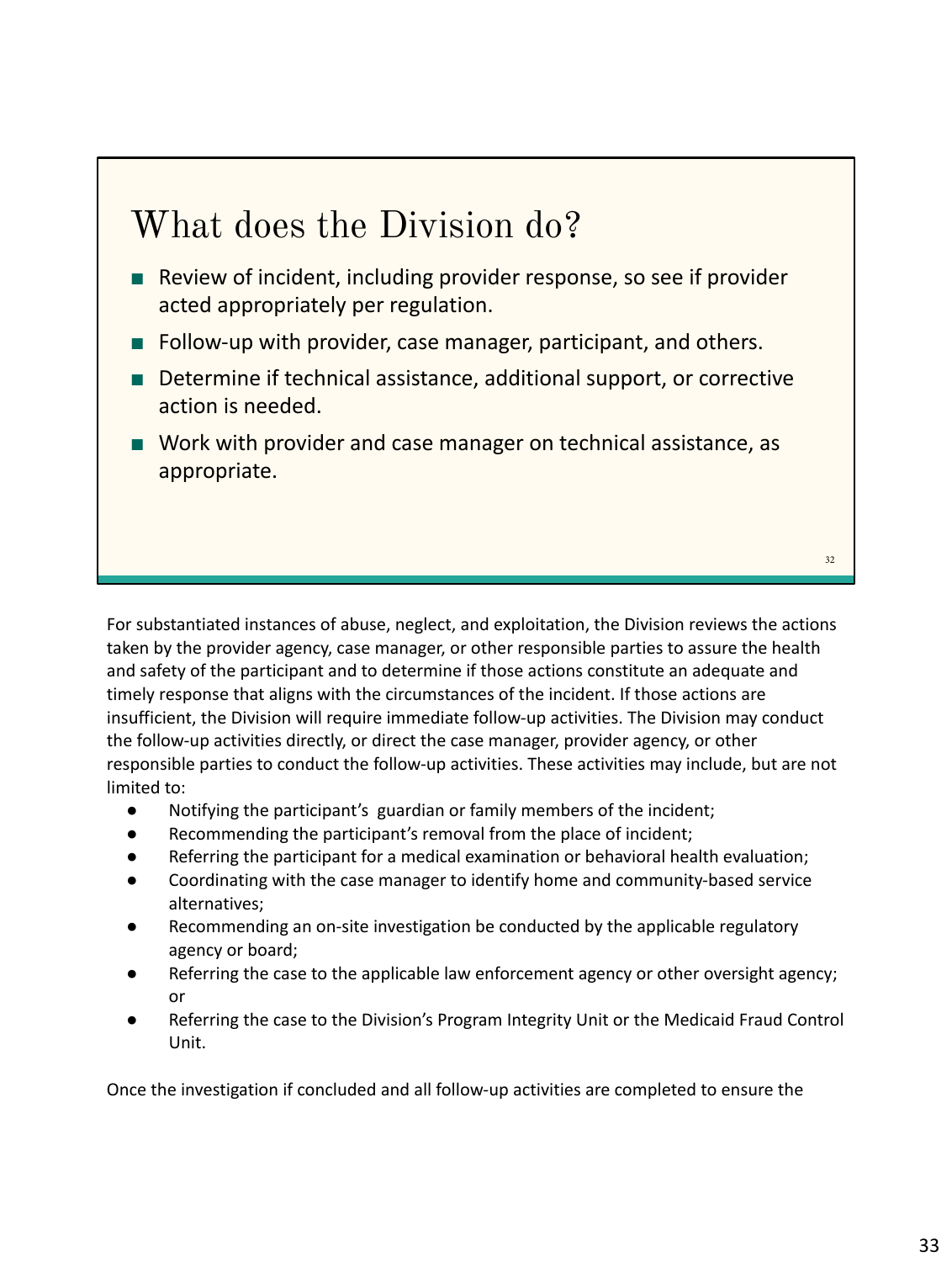## What does the Division do?

- Review of incident, including provider response, so see if provider acted appropriately per regulation.
- Follow-up with provider, case manager, participant, and others.
- Determine if technical assistance, additional support, or corrective action is needed.
- Work with provider and case manager on technical assistance, as appropriate.

For substantiated instances of abuse, neglect, and exploitation, the Division reviews the actions taken by the provider agency, case manager, or other responsible parties to assure the health and safety of the participant and to determine if those actions constitute an adequate and timely response that aligns with the circumstances of the incident. If those actions are insufficient, the Division will require immediate follow-up activities. The Division may conduct the follow-up activities directly, or direct the case manager, provider agency, or other responsible parties to conduct the follow-up activities. These activities may include, but are not limited to:

- Notifying the participant's guardian or family members of the incident;
- Recommending the participant's removal from the place of incident;
- Referring the participant for a medical examination or behavioral health evaluation;
- Coordinating with the case manager to identify home and community-based service alternatives;
- Recommending an on-site investigation be conducted by the applicable regulatory agency or board;
- Referring the case to the applicable law enforcement agency or other oversight agency; or
- Referring the case to the Division's Program Integrity Unit or the Medicaid Fraud Control Unit.

Once the investigation if concluded and all follow-up activities are completed to ensure the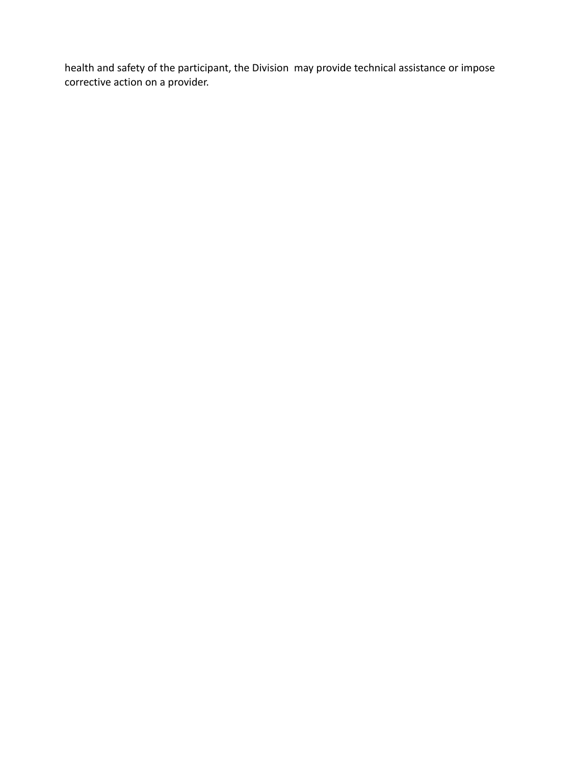health and safety of the participant, the Division may provide technical assistance or impose corrective action on a provider.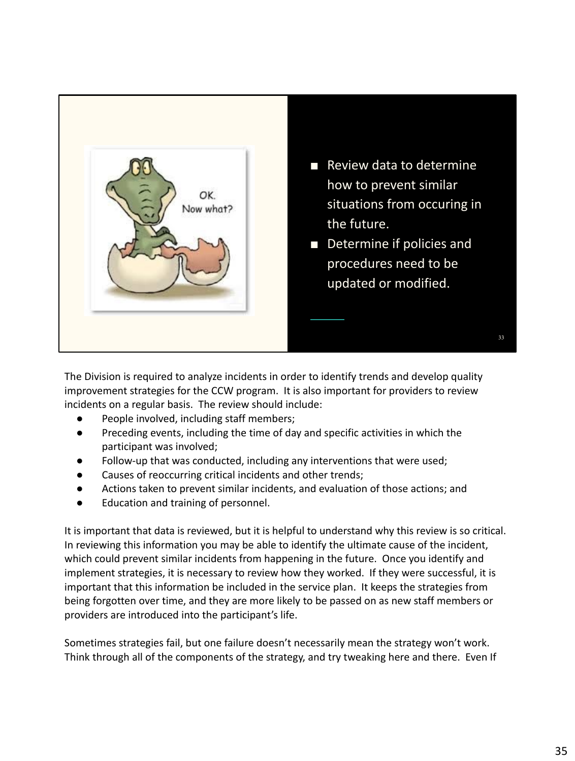- Review data to determine how to prevent similar situations from occuring in the future.
- Determine if policies and procedures need to be updated or modified.

The Division is required to analyze incidents in order to identify trends and develop quality improvement strategies for the CCW program. It is also important for providers to review incidents on a regular basis. The review should include:

- People involved, including staff members;
- Preceding events, including the time of day and specific activities in which the participant was involved;
- Follow-up that was conducted, including any interventions that were used;
- Causes of reoccurring critical incidents and other trends;
- Actions taken to prevent similar incidents, and evaluation of those actions; and
- Education and training of personnel.

It is important that data is reviewed, but it is helpful to understand why this review is so critical. In reviewing this information you may be able to identify the ultimate cause of the incident, which could prevent similar incidents from happening in the future. Once you identify and implement strategies, it is necessary to review how they worked. If they were successful, it is important that this information be included in the service plan. It keeps the strategies from being forgotten over time, and they are more likely to be passed on as new staff members or providers are introduced into the participant's life.

Sometimes strategies fail, but one failure doesn't necessarily mean the strategy won't work. Think through all of the components of the strategy, and try tweaking here and there. Even If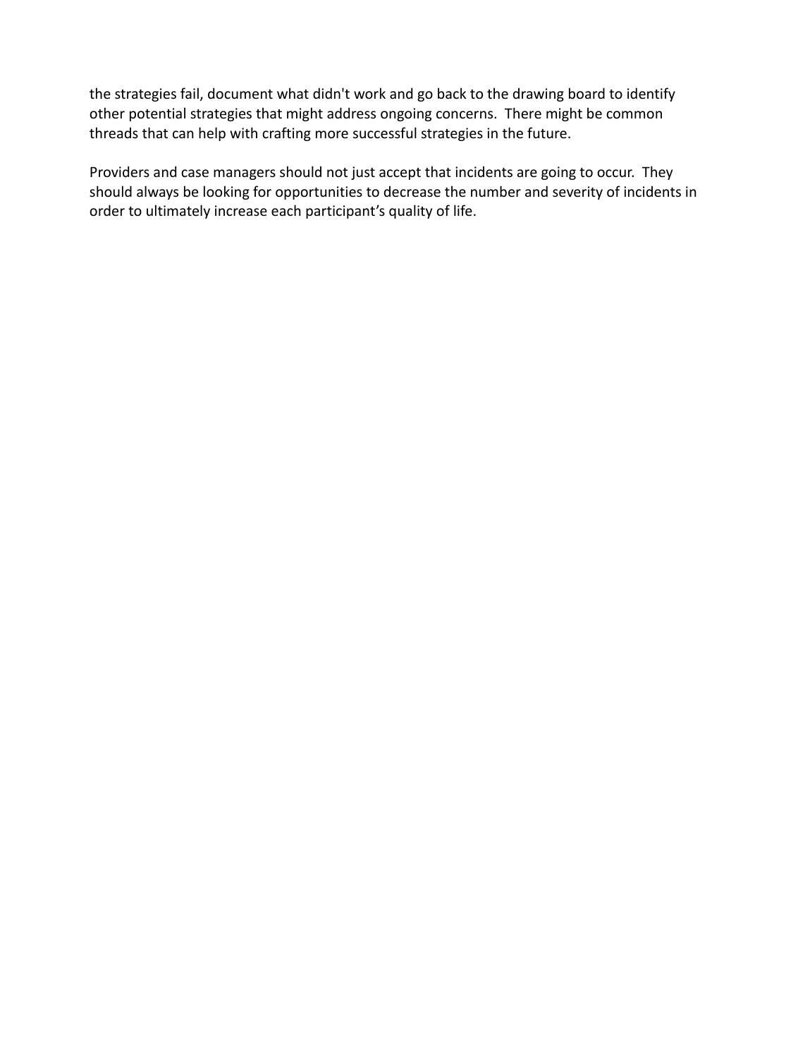the strategies fail, document what didn't work and go back to the drawing board to identify other potential strategies that might address ongoing concerns.  There might be common threads that can help with crafting more successful strategies in the future.

Providers and case managers should not just accept that incidents are going to occur.  They should always be looking for opportunities to decrease the number and severity of incidents in order to ultimately increase each participant’s quality of life.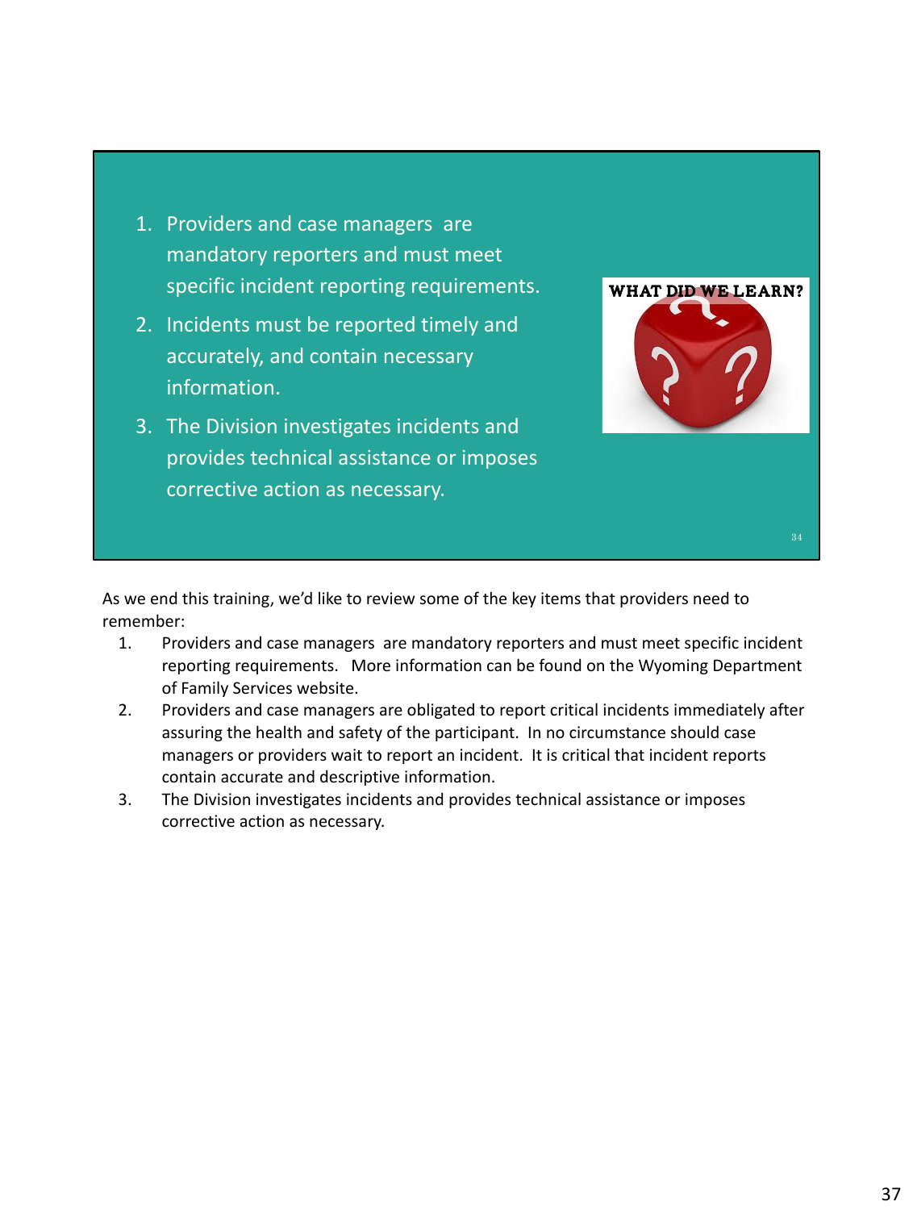1. Providers and case managers are mandatory reporters and must meet specific incident reporting requirements.
2. Incidents must be reported timely and accurately, and contain necessary information.
3. The Division investigates incidents and provides technical assistance or imposes corrective action as necessary.

WHAT DID WE LEARN?

As we end this training, we'd like to review some of the key items that providers need to remember:

1. Providers and case managers are mandatory reporters and must meet specific incident reporting requirements. More information can be found on the Wyoming Department of Family Services website.
2. Providers and case managers are obligated to report critical incidents immediately after assuring the health and safety of the participant. In no circumstance should case managers or providers wait to report an incident. It is critical that incident reports contain accurate and descriptive information.
3. The Division investigates incidents and provides technical assistance or imposes corrective action as necessary.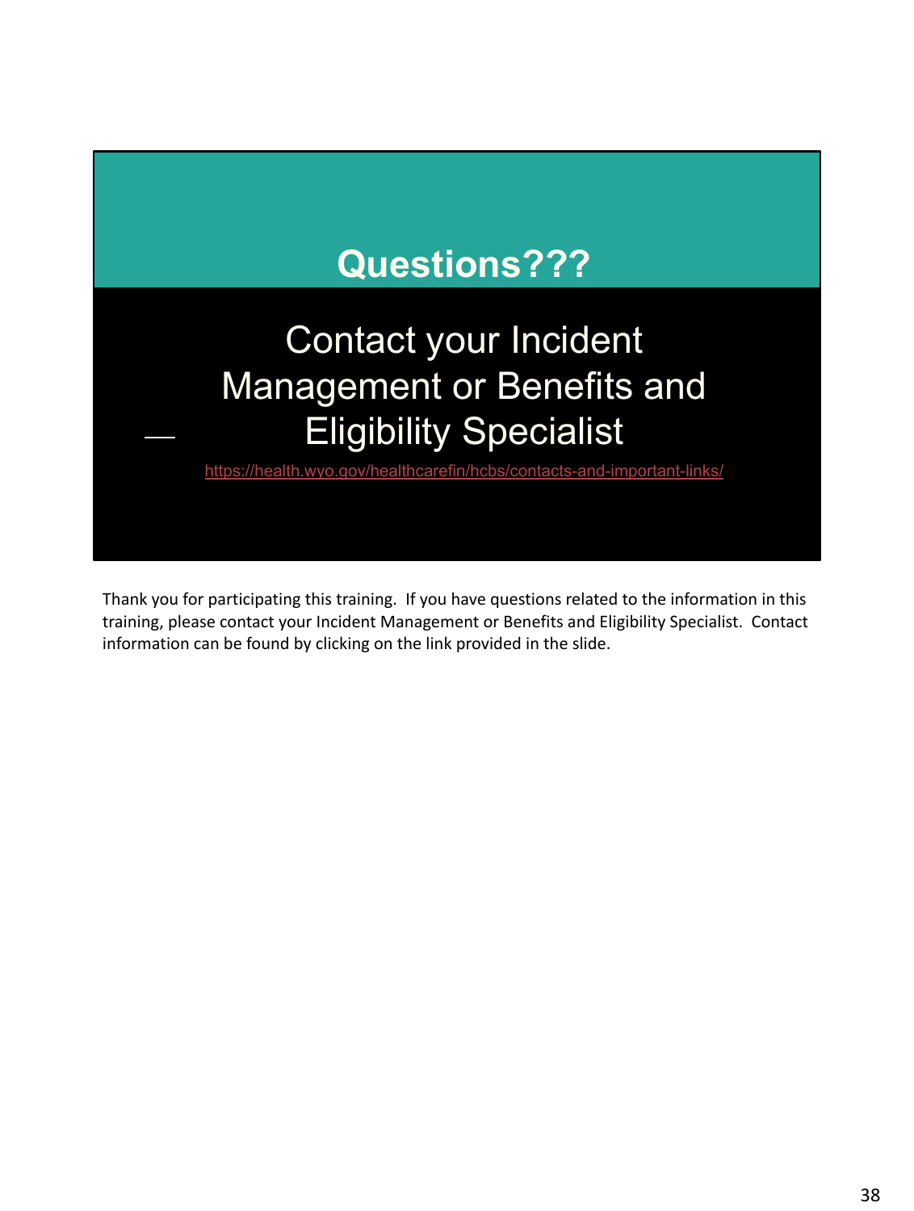# Questions???

Contact your Incident Management or Benefits and Eligibility Specialist

https://health.wyo.gov/healthcarefin/hcbs/contacts-and-important-links/

Thank you for participating this training. If you have questions related to the information in this training, please contact your Incident Management or Benefits and Eligibility Specialist. Contact information can be found by clicking on the link provided in the slide.